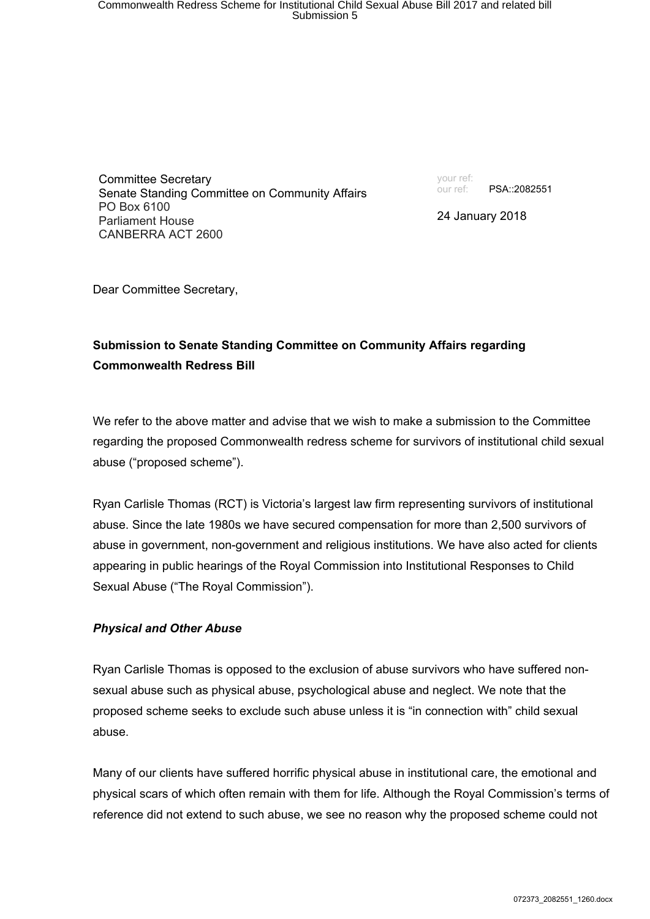Committee Secretary
Senate Standing Committee on Community Affairs
PO Box 6100
Parliament House
CANBERRA ACT 2600

your ref:
our ref: PSA::2082551

24 January 2018

Dear Committee Secretary,

**Submission to Senate Standing Committee on Community Affairs regarding Commonwealth Redress Bill**

We refer to the above matter and advise that we wish to make a submission to the Committee regarding the proposed Commonwealth redress scheme for survivors of institutional child sexual abuse ("proposed scheme").

Ryan Carlisle Thomas (RCT) is Victoria's largest law firm representing survivors of institutional abuse. Since the late 1980s we have secured compensation for more than 2,500 survivors of abuse in government, non-government and religious institutions. We have also acted for clients appearing in public hearings of the Royal Commission into Institutional Responses to Child Sexual Abuse ("The Royal Commission").

***Physical and Other Abuse***

Ryan Carlisle Thomas is opposed to the exclusion of abuse survivors who have suffered non-sexual abuse such as physical abuse, psychological abuse and neglect. We note that the proposed scheme seeks to exclude such abuse unless it is "in connection with" child sexual abuse.

Many of our clients have suffered horrific physical abuse in institutional care, the emotional and physical scars of which often remain with them for life. Although the Royal Commission's terms of reference did not extend to such abuse, we see no reason why the proposed scheme could not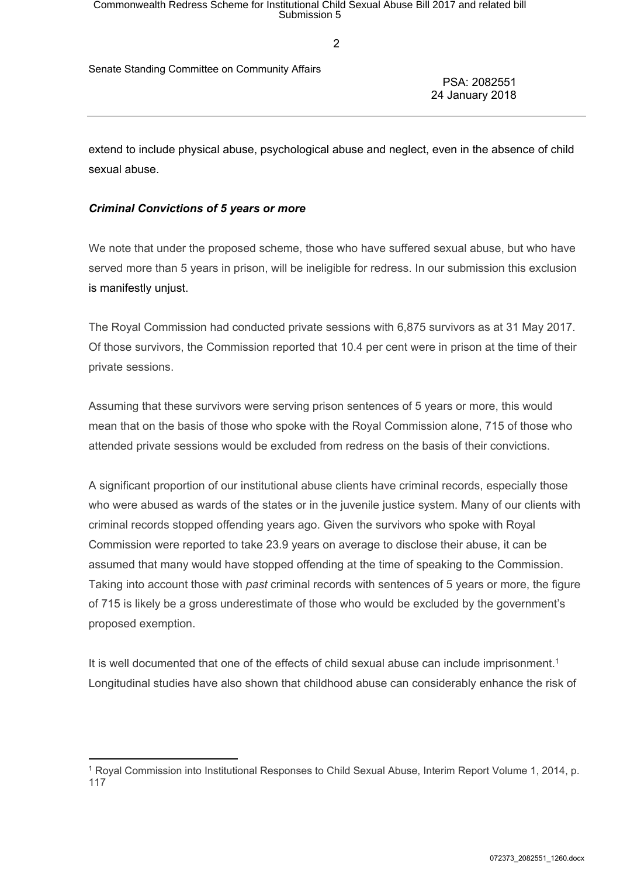extend to include physical abuse, psychological abuse and neglect, even in the absence of child sexual abuse.

### *Criminal Convictions of 5 years or more*

We note that under the proposed scheme, those who have suffered sexual abuse, but who have served more than 5 years in prison, will be ineligible for redress. In our submission this exclusion is manifestly unjust.

The Royal Commission had conducted private sessions with 6,875 survivors as at 31 May 2017. Of those survivors, the Commission reported that 10.4 per cent were in prison at the time of their private sessions.

Assuming that these survivors were serving prison sentences of 5 years or more, this would mean that on the basis of those who spoke with the Royal Commission alone, 715 of those who attended private sessions would be excluded from redress on the basis of their convictions.

A significant proportion of our institutional abuse clients have criminal records, especially those who were abused as wards of the states or in the juvenile justice system. Many of our clients with criminal records stopped offending years ago. Given the survivors who spoke with Royal Commission were reported to take 23.9 years on average to disclose their abuse, it can be assumed that many would have stopped offending at the time of speaking to the Commission. Taking into account those with *past* criminal records with sentences of 5 years or more, the figure of 715 is likely be a gross underestimate of those who would be excluded by the government's proposed exemption.

It is well documented that one of the effects of child sexual abuse can include imprisonment.[1] Longitudinal studies have also shown that childhood abuse can considerably enhance the risk of

---

[1] Royal Commission into Institutional Responses to Child Sexual Abuse, Interim Report Volume 1, 2014, p. 117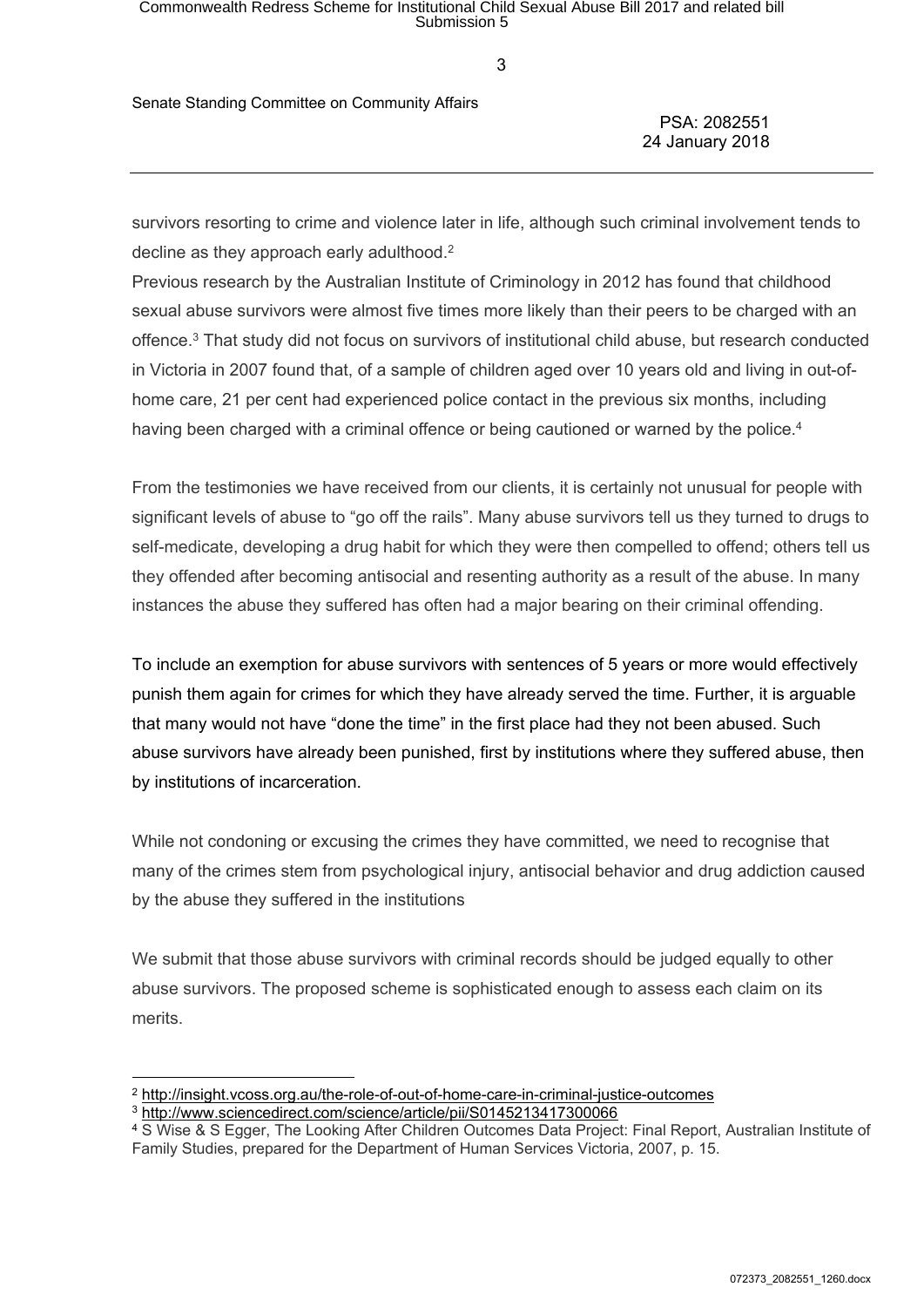survivors resorting to crime and violence later in life, although such criminal involvement tends to decline as they approach early adulthood.[2]

Previous research by the Australian Institute of Criminology in 2012 has found that childhood sexual abuse survivors were almost five times more likely than their peers to be charged with an offence.[3] That study did not focus on survivors of institutional child abuse, but research conducted in Victoria in 2007 found that, of a sample of children aged over 10 years old and living in out-of-home care, 21 per cent had experienced police contact in the previous six months, including having been charged with a criminal offence or being cautioned or warned by the police.[4]

From the testimonies we have received from our clients, it is certainly not unusual for people with significant levels of abuse to "go off the rails". Many abuse survivors tell us they turned to drugs to self-medicate, developing a drug habit for which they were then compelled to offend; others tell us they offended after becoming antisocial and resenting authority as a result of the abuse. In many instances the abuse they suffered has often had a major bearing on their criminal offending.

To include an exemption for abuse survivors with sentences of 5 years or more would effectively punish them again for crimes for which they have already served the time. Further, it is arguable that many would not have "done the time" in the first place had they not been abused. Such abuse survivors have already been punished, first by institutions where they suffered abuse, then by institutions of incarceration.

While not condoning or excusing the crimes they have committed, we need to recognise that many of the crimes stem from psychological injury, antisocial behavior and drug addiction caused by the abuse they suffered in the institutions

We submit that those abuse survivors with criminal records should be judged equally to other abuse survivors. The proposed scheme is sophisticated enough to assess each claim on its merits.

---

[2] http://insight.vcoss.org.au/the-role-of-out-of-home-care-in-criminal-justice-outcomes

[3] http://www.sciencedirect.com/science/article/pii/S0145213417300066

[4] S Wise & S Egger, The Looking After Children Outcomes Data Project: Final Report, Australian Institute of Family Studies, prepared for the Department of Human Services Victoria, 2007, p. 15.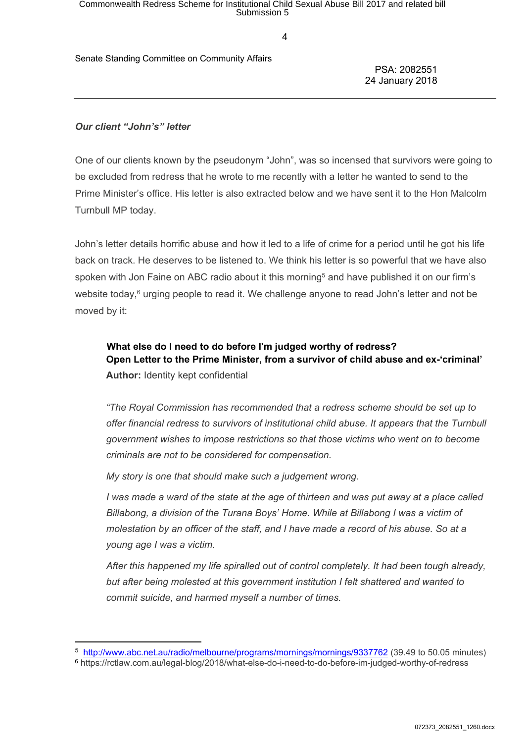Senate Standing Committee on Community Affairs

PSA: 2082551
24 January 2018

***Our client "John's" letter***

One of our clients known by the pseudonym "John", was so incensed that survivors were going to be excluded from redress that he wrote to me recently with a letter he wanted to send to the Prime Minister's office. His letter is also extracted below and we have sent it to the Hon Malcolm Turnbull MP today.

John's letter details horrific abuse and how it led to a life of crime for a period until he got his life back on track. He deserves to be listened to. We think his letter is so powerful that we have also spoken with Jon Faine on ABC radio about it this morning[5] and have published it on our firm's website today,[6] urging people to read it. We challenge anyone to read John's letter and not be moved by it:

> **What else do I need to do before I'm judged worthy of redress?**
> **Open Letter to the Prime Minister, from a survivor of child abuse and ex-'criminal'**
> **Author:** Identity kept confidential
>
> *"The Royal Commission has recommended that a redress scheme should be set up to offer financial redress to survivors of institutional child abuse. It appears that the Turnbull government wishes to impose restrictions so that those victims who went on to become criminals are not to be considered for compensation.*
>
> *My story is one that should make such a judgement wrong.*
>
> *I was made a ward of the state at the age of thirteen and was put away at a place called Billabong, a division of the Turana Boys' Home. While at Billabong I was a victim of molestation by an officer of the staff, and I have made a record of his abuse. So at a young age I was a victim.*
>
> *After this happened my life spiralled out of control completely. It had been tough already, but after being molested at this government institution I felt shattered and wanted to commit suicide, and harmed myself a number of times.*

---

[5] http://www.abc.net.au/radio/melbourne/programs/mornings/mornings/9337762 (39.49 to 50.05 minutes)
[6] https://rctlaw.com.au/legal-blog/2018/what-else-do-i-need-to-do-before-im-judged-worthy-of-redress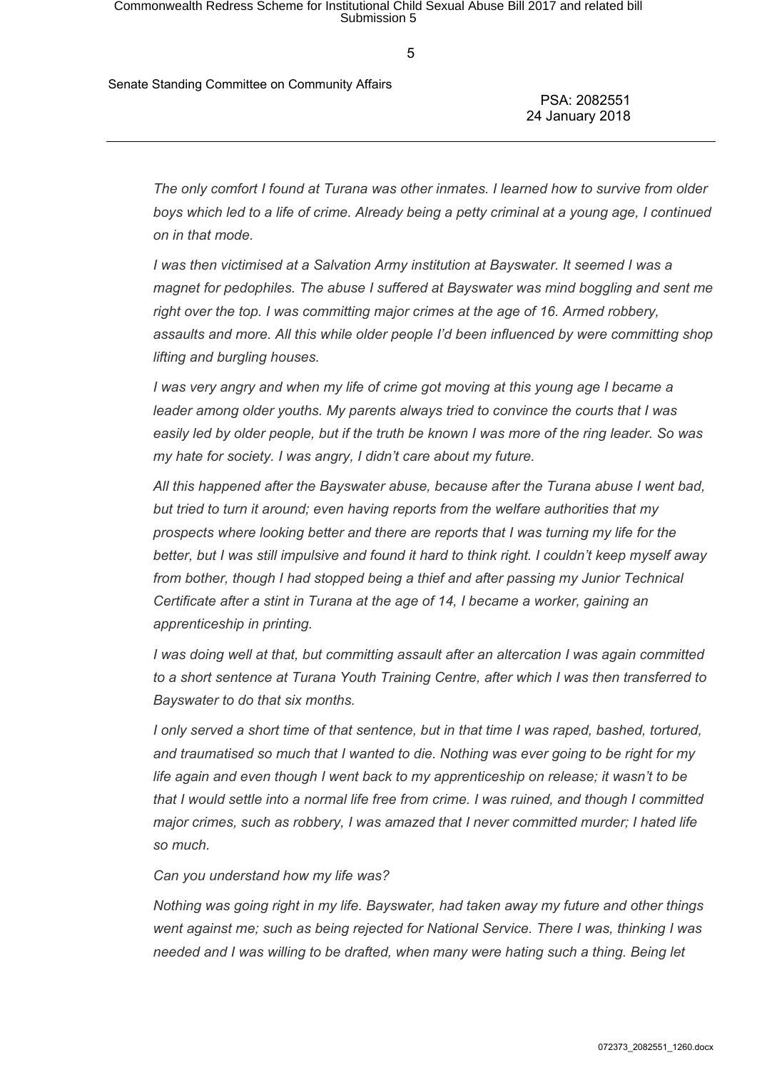*The only comfort I found at Turana was other inmates. I learned how to survive from older boys which led to a life of crime. Already being a petty criminal at a young age, I continued on in that mode.*

*I was then victimised at a Salvation Army institution at Bayswater. It seemed I was a magnet for pedophiles. The abuse I suffered at Bayswater was mind boggling and sent me right over the top. I was committing major crimes at the age of 16. Armed robbery, assaults and more. All this while older people I'd been influenced by were committing shop lifting and burgling houses.*

*I was very angry and when my life of crime got moving at this young age I became a leader among older youths. My parents always tried to convince the courts that I was easily led by older people, but if the truth be known I was more of the ring leader. So was my hate for society. I was angry, I didn't care about my future.*

*All this happened after the Bayswater abuse, because after the Turana abuse I went bad, but tried to turn it around; even having reports from the welfare authorities that my prospects where looking better and there are reports that I was turning my life for the better, but I was still impulsive and found it hard to think right. I couldn't keep myself away from bother, though I had stopped being a thief and after passing my Junior Technical Certificate after a stint in Turana at the age of 14, I became a worker, gaining an apprenticeship in printing.*

*I was doing well at that, but committing assault after an altercation I was again committed to a short sentence at Turana Youth Training Centre, after which I was then transferred to Bayswater to do that six months.*

*I only served a short time of that sentence, but in that time I was raped, bashed, tortured, and traumatised so much that I wanted to die. Nothing was ever going to be right for my life again and even though I went back to my apprenticeship on release; it wasn't to be that I would settle into a normal life free from crime. I was ruined, and though I committed major crimes, such as robbery, I was amazed that I never committed murder; I hated life so much.*

*Can you understand how my life was?*

*Nothing was going right in my life. Bayswater, had taken away my future and other things went against me; such as being rejected for National Service. There I was, thinking I was needed and I was willing to be drafted, when many were hating such a thing. Being let*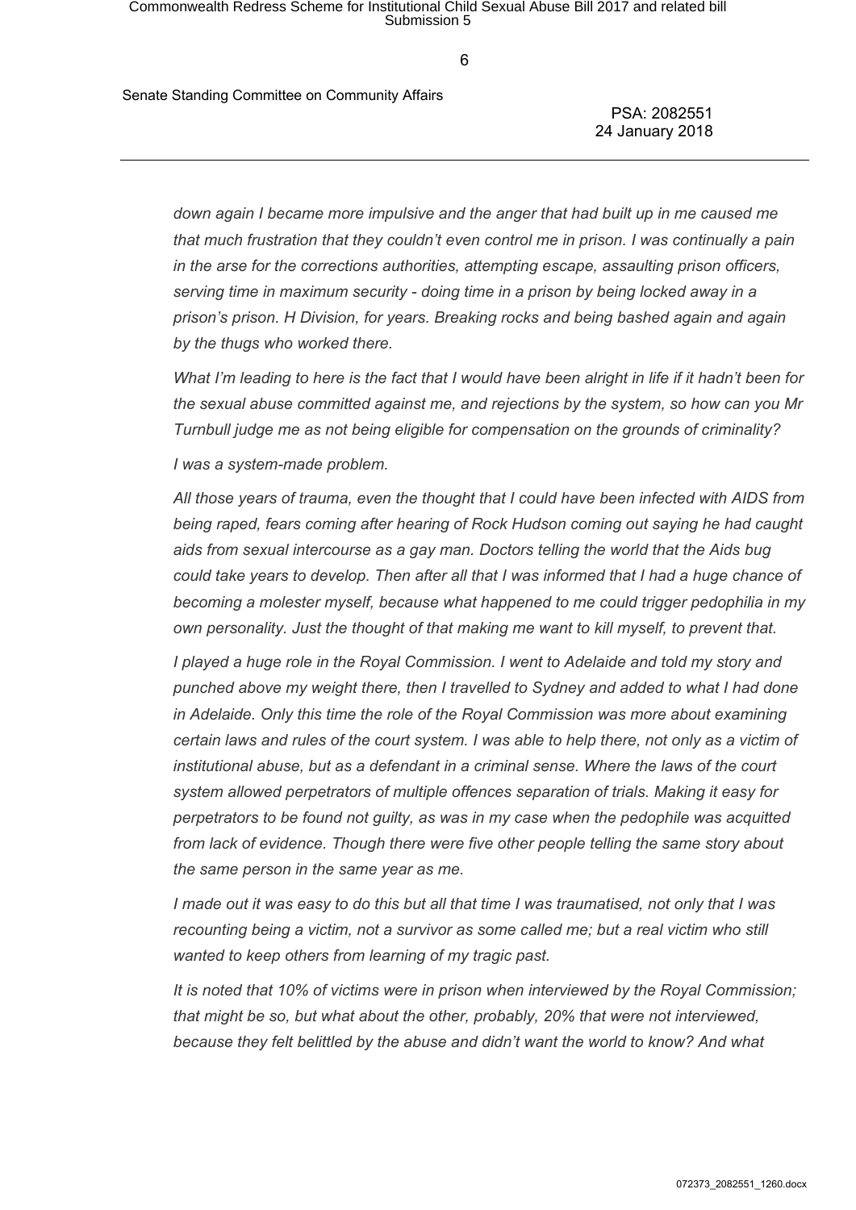*down again I became more impulsive and the anger that had built up in me caused me that much frustration that they couldn't even control me in prison. I was continually a pain in the arse for the corrections authorities, attempting escape, assaulting prison officers, serving time in maximum security - doing time in a prison by being locked away in a prison's prison. H Division, for years. Breaking rocks and being bashed again and again by the thugs who worked there.*

*What I'm leading to here is the fact that I would have been alright in life if it hadn't been for the sexual abuse committed against me, and rejections by the system, so how can you Mr Turnbull judge me as not being eligible for compensation on the grounds of criminality?*

*I was a system-made problem.*

*All those years of trauma, even the thought that I could have been infected with AIDS from being raped, fears coming after hearing of Rock Hudson coming out saying he had caught aids from sexual intercourse as a gay man. Doctors telling the world that the Aids bug could take years to develop. Then after all that I was informed that I had a huge chance of becoming a molester myself, because what happened to me could trigger pedophilia in my own personality. Just the thought of that making me want to kill myself, to prevent that.*

*I played a huge role in the Royal Commission. I went to Adelaide and told my story and punched above my weight there, then I travelled to Sydney and added to what I had done in Adelaide. Only this time the role of the Royal Commission was more about examining certain laws and rules of the court system. I was able to help there, not only as a victim of institutional abuse, but as a defendant in a criminal sense. Where the laws of the court system allowed perpetrators of multiple offences separation of trials. Making it easy for perpetrators to be found not guilty, as was in my case when the pedophile was acquitted from lack of evidence. Though there were five other people telling the same story about the same person in the same year as me.*

*I made out it was easy to do this but all that time I was traumatised, not only that I was recounting being a victim, not a survivor as some called me; but a real victim who still wanted to keep others from learning of my tragic past.*

*It is noted that 10% of victims were in prison when interviewed by the Royal Commission; that might be so, but what about the other, probably, 20% that were not interviewed, because they felt belittled by the abuse and didn't want the world to know? And what*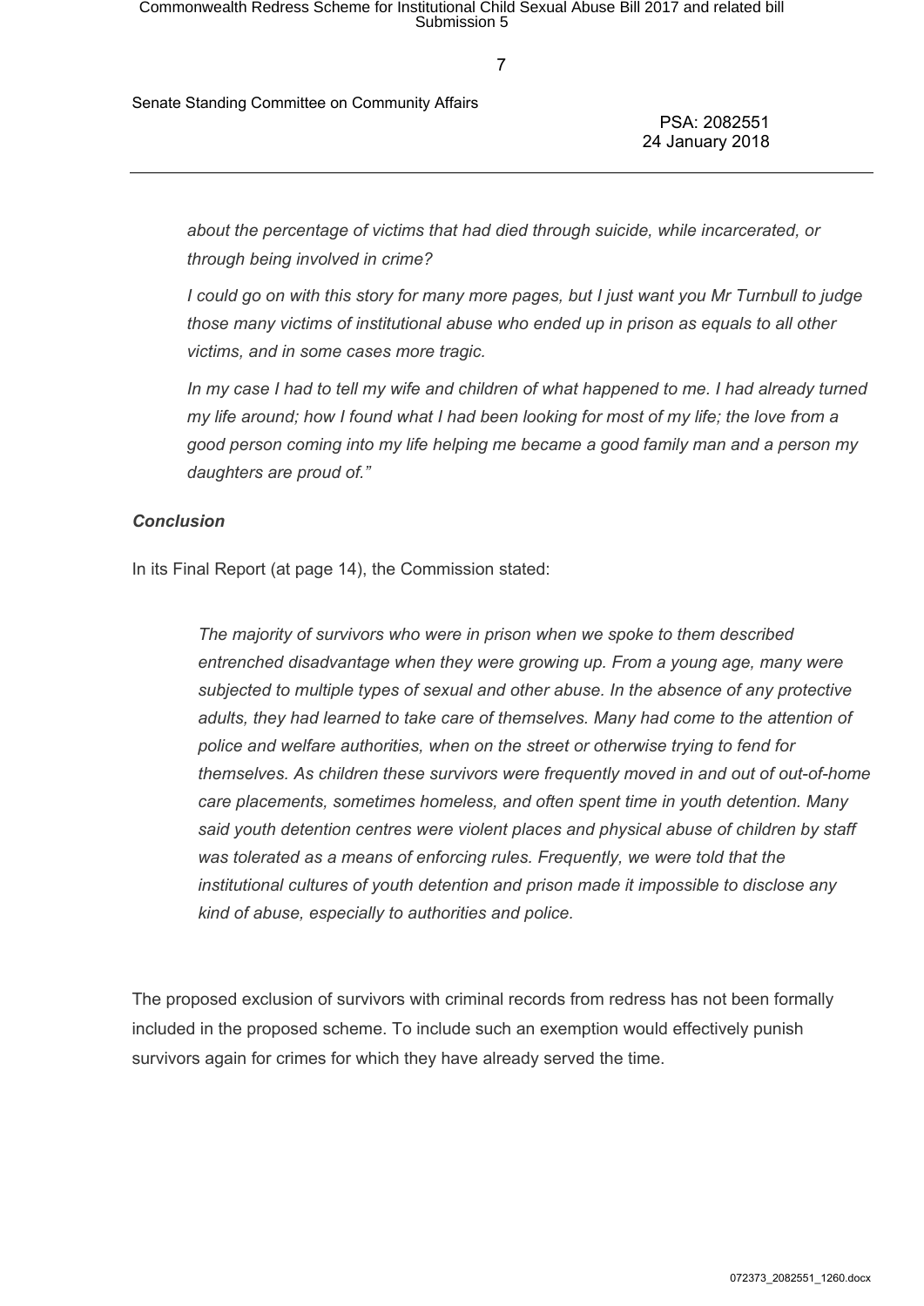*about the percentage of victims that had died through suicide, while incarcerated, or through being involved in crime?*

*I could go on with this story for many more pages, but I just want you Mr Turnbull to judge those many victims of institutional abuse who ended up in prison as equals to all other victims, and in some cases more tragic.*

*In my case I had to tell my wife and children of what happened to me. I had already turned my life around; how I found what I had been looking for most of my life; the love from a good person coming into my life helping me became a good family man and a person my daughters are proud of."*

***Conclusion***

In its Final Report (at page 14), the Commission stated:

> *The majority of survivors who were in prison when we spoke to them described entrenched disadvantage when they were growing up. From a young age, many were subjected to multiple types of sexual and other abuse. In the absence of any protective adults, they had learned to take care of themselves. Many had come to the attention of police and welfare authorities, when on the street or otherwise trying to fend for themselves. As children these survivors were frequently moved in and out of out-of-home care placements, sometimes homeless, and often spent time in youth detention. Many said youth detention centres were violent places and physical abuse of children by staff was tolerated as a means of enforcing rules. Frequently, we were told that the institutional cultures of youth detention and prison made it impossible to disclose any kind of abuse, especially to authorities and police.*

The proposed exclusion of survivors with criminal records from redress has not been formally included in the proposed scheme. To include such an exemption would effectively punish survivors again for crimes for which they have already served the time.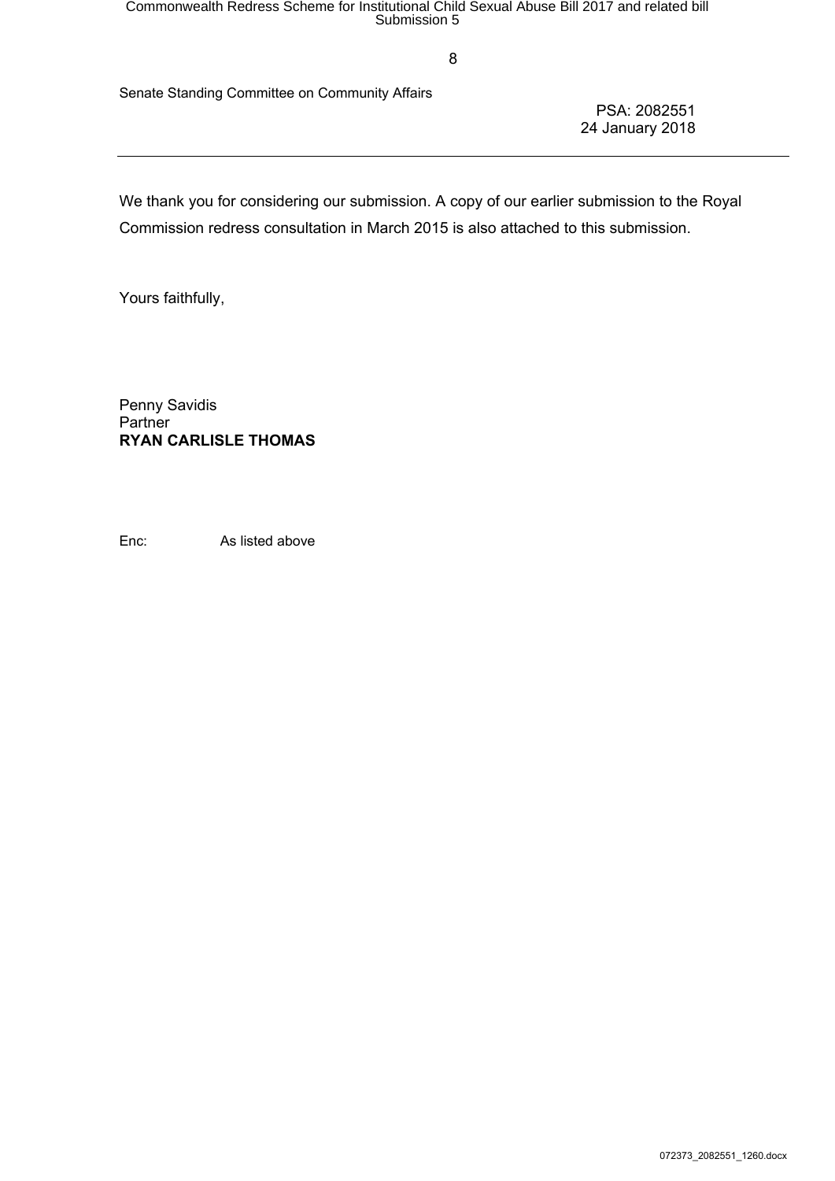Senate Standing Committee on Community Affairs

PSA: 2082551
24 January 2018

---

We thank you for considering our submission. A copy of our earlier submission to the Royal Commission redress consultation in March 2015 is also attached to this submission.

Yours faithfully,

Penny Savidis
Partner
**RYAN CARLISLE THOMAS**

Enc: As listed above

072373_2082551_1260.docx